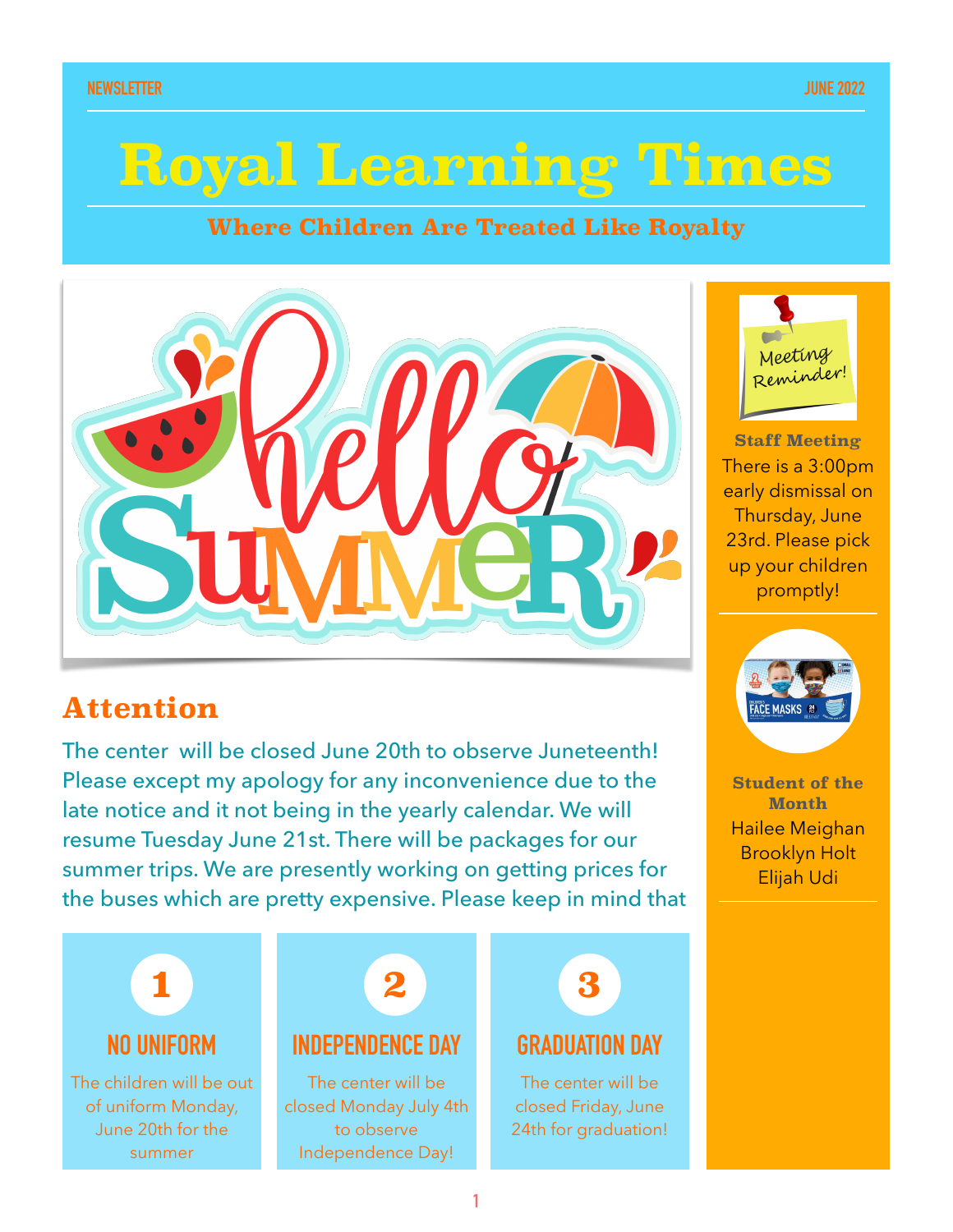NEWSLETTER

JUNE 2022

# Royal Learning Times

## Where Children Are Treated Like Royalty

## Attention

The center will be closed June 20th to observe Juneteenth! Please except my apology for any inconvenience due to the late notice and it not being in the yearly calendar. We will resume Tuesday June 21st. There will be packages for our summer trips. We are presently working on getting prices for the buses which are pretty expensive. Please keep in mind that

### 1 NO UNIFORM

The children will be out of uniform Monday, June 20th for the summer

### 2 INDEPENDENCE DAY

The center will be closed Monday July 4th to observe Independence Day!

### 3 GRADUATION DAY

The center will be closed Friday, June 24th for graduation!

Meeting Reminder!

**Staff Meeting**

There is a 3:00pm early dismissal on Thursday, June 23rd. Please pick up your children promptly!

**Student of the Month**

Hailee Meighan
Brooklyn Holt
Elijah Udi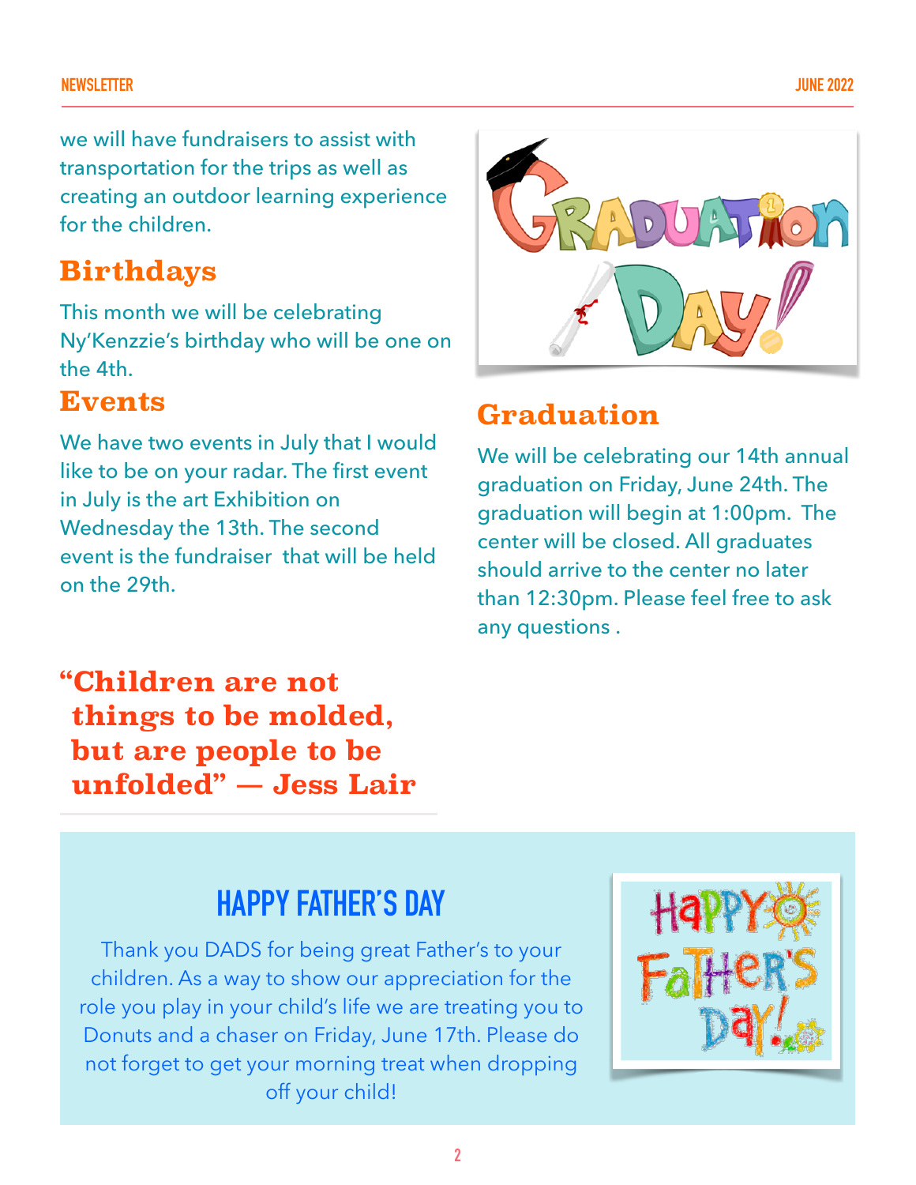we will have fundraisers to assist with transportation for the trips as well as creating an outdoor learning experience for the children.

## Birthdays

This month we will be celebrating Ny'Kenzzie's birthday who will be one on the 4th.

## Events

We have two events in July that I would like to be on your radar. The first event in July is the art Exhibition on Wednesday the 13th. The second event is the fundraiser that will be held on the 29th.

## Graduation

We will be celebrating our 14th annual graduation on Friday, June 24th. The graduation will begin at 1:00pm. The center will be closed. All graduates should arrive to the center no later than 12:30pm. Please feel free to ask any questions .

**"Children are not things to be molded, but are people to be unfolded" — Jess Lair**

## HAPPY FATHER'S DAY

Thank you DADS for being great Father's to your children. As a way to show our appreciation for the role you play in your child's life we are treating you to Donuts and a chaser on Friday, June 17th. Please do not forget to get your morning treat when dropping off your child!